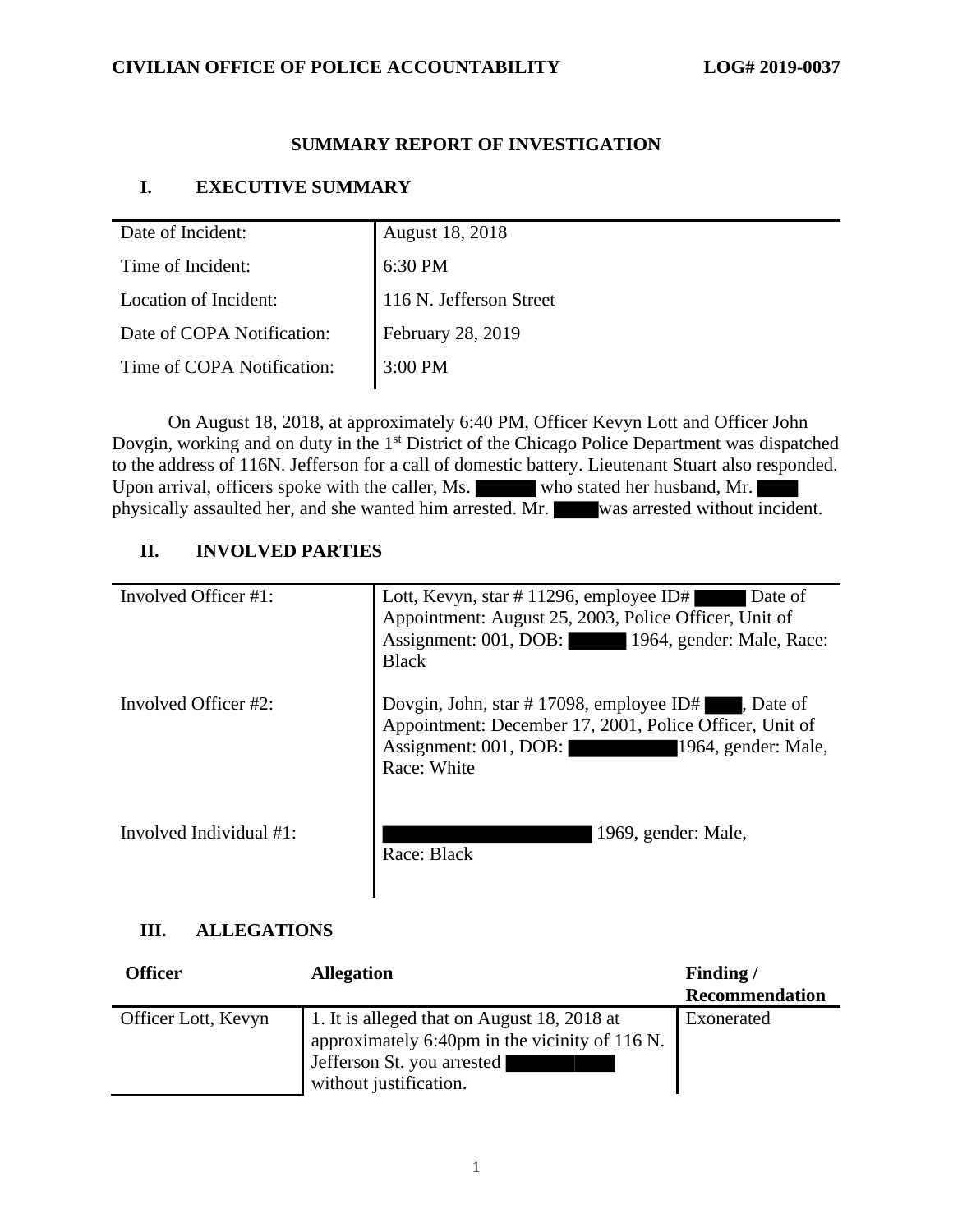# SUMMARY REPORT OF INVESTIGATION

## I. EXECUTIVE SUMMARY

| | |
|---|---|
| Date of Incident: | August 18, 2018 |
| Time of Incident: | 6:30 PM |
| Location of Incident: | 116 N. Jefferson Street |
| Date of COPA Notification: | February 28, 2019 |
| Time of COPA Notification: | 3:00 PM |

On August 18, 2018, at approximately 6:40 PM, Officer Kevyn Lott and Officer John Dovgin, working and on duty in the 1st District of the Chicago Police Department was dispatched to the address of 116N. Jefferson for a call of domestic battery. Lieutenant Stuart also responded. Upon arrival, officers spoke with the caller, Ms. ██████ who stated her husband, Mr. ████ physically assaulted her, and she wanted him arrested. Mr. ████ was arrested without incident.

## II. INVOLVED PARTIES

| | |
|---|---|
| Involved Officer #1: | Lott, Kevyn, star # 11296, employee ID# █████ Date of Appointment: August 25, 2003, Police Officer, Unit of Assignment: 001, DOB: ██████ 1964, gender: Male, Race: Black |
| Involved Officer #2: | Dovgin, John, star # 17098, employee ID# ████, Date of Appointment: December 17, 2001, Police Officer, Unit of Assignment: 001, DOB: ██████████ 1964, gender: Male, Race: White |
| Involved Individual #1: | ████████████████ 1969, gender: Male, Race: Black |

## III. ALLEGATIONS

| Officer | Allegation | Finding / Recommendation |
|---|---|---|
| Officer Lott, Kevyn | 1. It is alleged that on August 18, 2018 at approximately 6:40pm in the vicinity of 116 N. Jefferson St. you arrested ██████████ without justification. | Exonerated |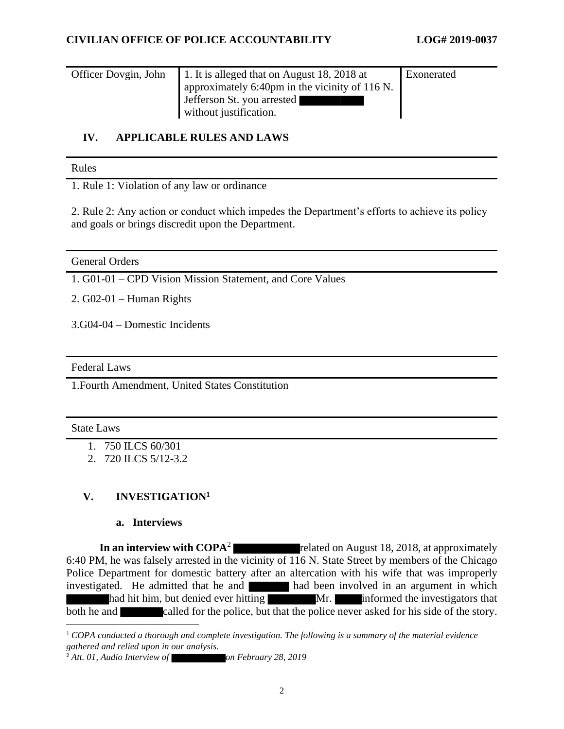| Officer Dovgin, John | 1. It is alleged that on August 18, 2018 at approximately 6:40pm in the vicinity of 116 N. Jefferson St. you arrested ████████ without justification. | Exonerated |
|---|---|---|

## IV. APPLICABLE RULES AND LAWS

| Rules |
|---|
| 1. Rule 1: Violation of any law or ordinance |
| 2. Rule 2: Any action or conduct which impedes the Department's efforts to achieve its policy and goals or brings discredit upon the Department. |

| General Orders |
|---|
| 1. G01-01 – CPD Vision Mission Statement, and Core Values |
| 2. G02-01 – Human Rights |
| 3.G04-04 – Domestic Incidents |

| Federal Laws |
|---|
| 1.Fourth Amendment, United States Constitution |

| State Laws |
|---|
| 1. 750 ILCS 60/301 |
| 2. 720 ILCS 5/12-3.2 |

## V. INVESTIGATION[1]

### a. Interviews

**In an interview with COPA**[2] ████████ related on August 18, 2018, at approximately 6:40 PM, he was falsely arrested in the vicinity of 116 N. State Street by members of the Chicago Police Department for domestic battery after an altercation with his wife that was improperly investigated. He admitted that he and ██████ had been involved in an argument in which ██████ had hit him, but denied ever hitting ██████ Mr. ████ informed the investigators that both he and ██████ called for the police, but that the police never asked for his side of the story.

[1] *COPA conducted a thorough and complete investigation. The following is a summary of the material evidence gathered and relied upon in our analysis.*

[2] *Att. 01, Audio Interview of ████████ on February 28, 2019*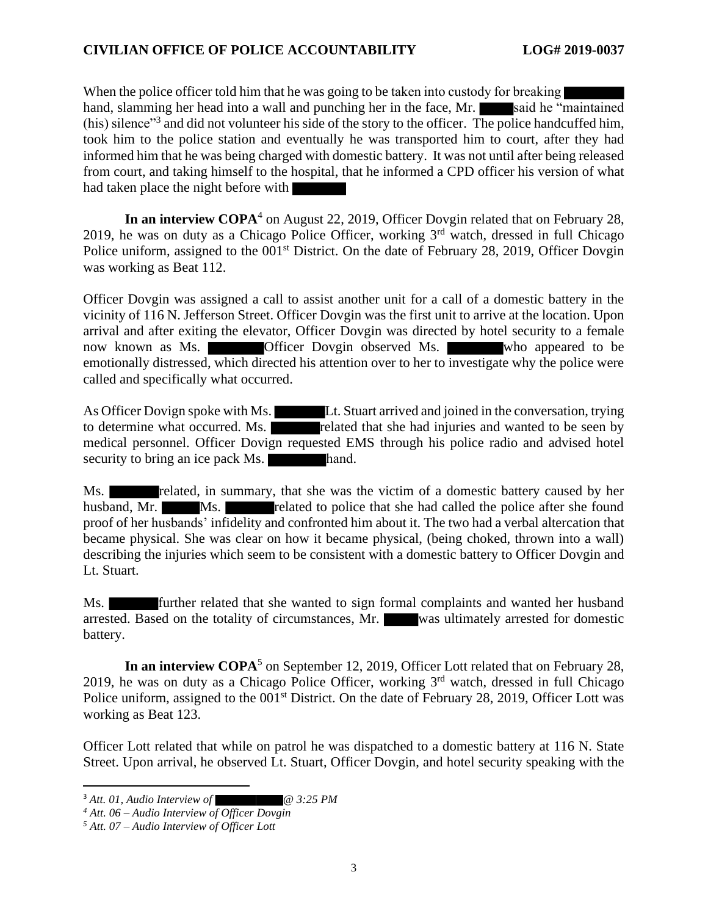When the police officer told him that he was going to be taken into custody for breaking ████ hand, slamming her head into a wall and punching her in the face, Mr. ████ said he "maintained (his) silence"[3] and did not volunteer his side of the story to the officer. The police handcuffed him, took him to the police station and eventually he was transported him to court, after they had informed him that he was being charged with domestic battery. It was not until after being released from court, and taking himself to the hospital, that he informed a CPD officer his version of what had taken place the night before with ████

**In an interview COPA**[4] on August 22, 2019, Officer Dovgin related that on February 28, 2019, he was on duty as a Chicago Police Officer, working 3rd watch, dressed in full Chicago Police uniform, assigned to the 001st District. On the date of February 28, 2019, Officer Dovgin was working as Beat 112.

Officer Dovgin was assigned a call to assist another unit for a call of a domestic battery in the vicinity of 116 N. Jefferson Street. Officer Dovgin was the first unit to arrive at the location. Upon arrival and after exiting the elevator, Officer Dovgin was directed by hotel security to a female now known as Ms. ████ Officer Dovgin observed Ms. ████ who appeared to be emotionally distressed, which directed his attention over to her to investigate why the police were called and specifically what occurred.

As Officer Dovign spoke with Ms. ████ Lt. Stuart arrived and joined in the conversation, trying to determine what occurred. Ms. ████ related that she had injuries and wanted to be seen by medical personnel. Officer Dovign requested EMS through his police radio and advised hotel security to bring an ice pack Ms. ████ hand.

Ms. ████ related, in summary, that she was the victim of a domestic battery caused by her husband, Mr. ████ Ms. ████ related to police that she had called the police after she found proof of her husbands' infidelity and confronted him about it. The two had a verbal altercation that became physical. She was clear on how it became physical, (being choked, thrown into a wall) describing the injuries which seem to be consistent with a domestic battery to Officer Dovgin and Lt. Stuart.

Ms. ████ further related that she wanted to sign formal complaints and wanted her husband arrested. Based on the totality of circumstances, Mr. ████ was ultimately arrested for domestic battery.

**In an interview COPA**[5] on September 12, 2019, Officer Lott related that on February 28, 2019, he was on duty as a Chicago Police Officer, working 3rd watch, dressed in full Chicago Police uniform, assigned to the 001st District. On the date of February 28, 2019, Officer Lott was working as Beat 123.

Officer Lott related that while on patrol he was dispatched to a domestic battery at 116 N. State Street. Upon arrival, he observed Lt. Stuart, Officer Dovgin, and hotel security speaking with the

---

[3] *Att. 01, Audio Interview of ████ @ 3:25 PM*

[4] *Att. 06 – Audio Interview of Officer Dovgin*

[5] *Att. 07 – Audio Interview of Officer Lott*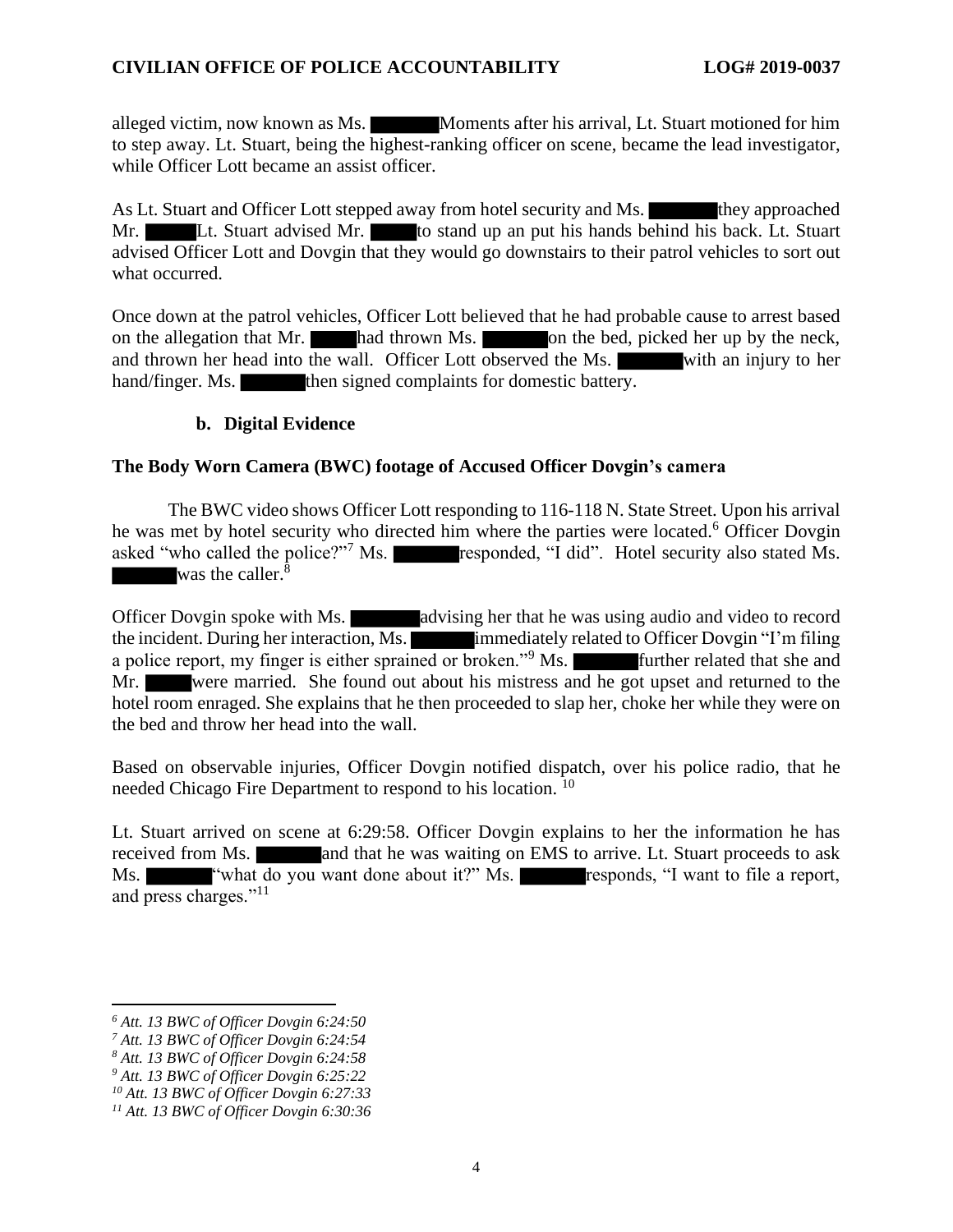alleged victim, now known as Ms. ██████ Moments after his arrival, Lt. Stuart motioned for him to step away. Lt. Stuart, being the highest-ranking officer on scene, became the lead investigator, while Officer Lott became an assist officer.

As Lt. Stuart and Officer Lott stepped away from hotel security and Ms. ██████ they approached Mr. ████ Lt. Stuart advised Mr. ████ to stand up an put his hands behind his back. Lt. Stuart advised Officer Lott and Dovgin that they would go downstairs to their patrol vehicles to sort out what occurred.

Once down at the patrol vehicles, Officer Lott believed that he had probable cause to arrest based on the allegation that Mr. ████ had thrown Ms. ██████ on the bed, picked her up by the neck, and thrown her head into the wall. Officer Lott observed the Ms. ██████ with an injury to her hand/finger. Ms. ██████ then signed complaints for domestic battery.

**b. Digital Evidence**

**The Body Worn Camera (BWC) footage of Accused Officer Dovgin's camera**

The BWC video shows Officer Lott responding to 116-118 N. State Street. Upon his arrival he was met by hotel security who directed him where the parties were located.[6] Officer Dovgin asked "who called the police?"[7] Ms. ██████ responded, "I did". Hotel security also stated Ms. ██████ was the caller.[8]

Officer Dovgin spoke with Ms. ██████ advising her that he was using audio and video to record the incident. During her interaction, Ms. ██████ immediately related to Officer Dovgin "I'm filing a police report, my finger is either sprained or broken."[9] Ms. ██████ further related that she and Mr. ████ were married. She found out about his mistress and he got upset and returned to the hotel room enraged. She explains that he then proceeded to slap her, choke her while they were on the bed and throw her head into the wall.

Based on observable injuries, Officer Dovgin notified dispatch, over his police radio, that he needed Chicago Fire Department to respond to his location.[10]

Lt. Stuart arrived on scene at 6:29:58. Officer Dovgin explains to her the information he has received from Ms. ██████ and that he was waiting on EMS to arrive. Lt. Stuart proceeds to ask Ms. ██████ "what do you want done about it?" Ms. ██████ responds, "I want to file a report, and press charges."[11]

---

*[6] Att. 13 BWC of Officer Dovgin 6:24:50*
*[7] Att. 13 BWC of Officer Dovgin 6:24:54*
*[8] Att. 13 BWC of Officer Dovgin 6:24:58*
*[9] Att. 13 BWC of Officer Dovgin 6:25:22*
*[10] Att. 13 BWC of Officer Dovgin 6:27:33*
*[11] Att. 13 BWC of Officer Dovgin 6:30:36*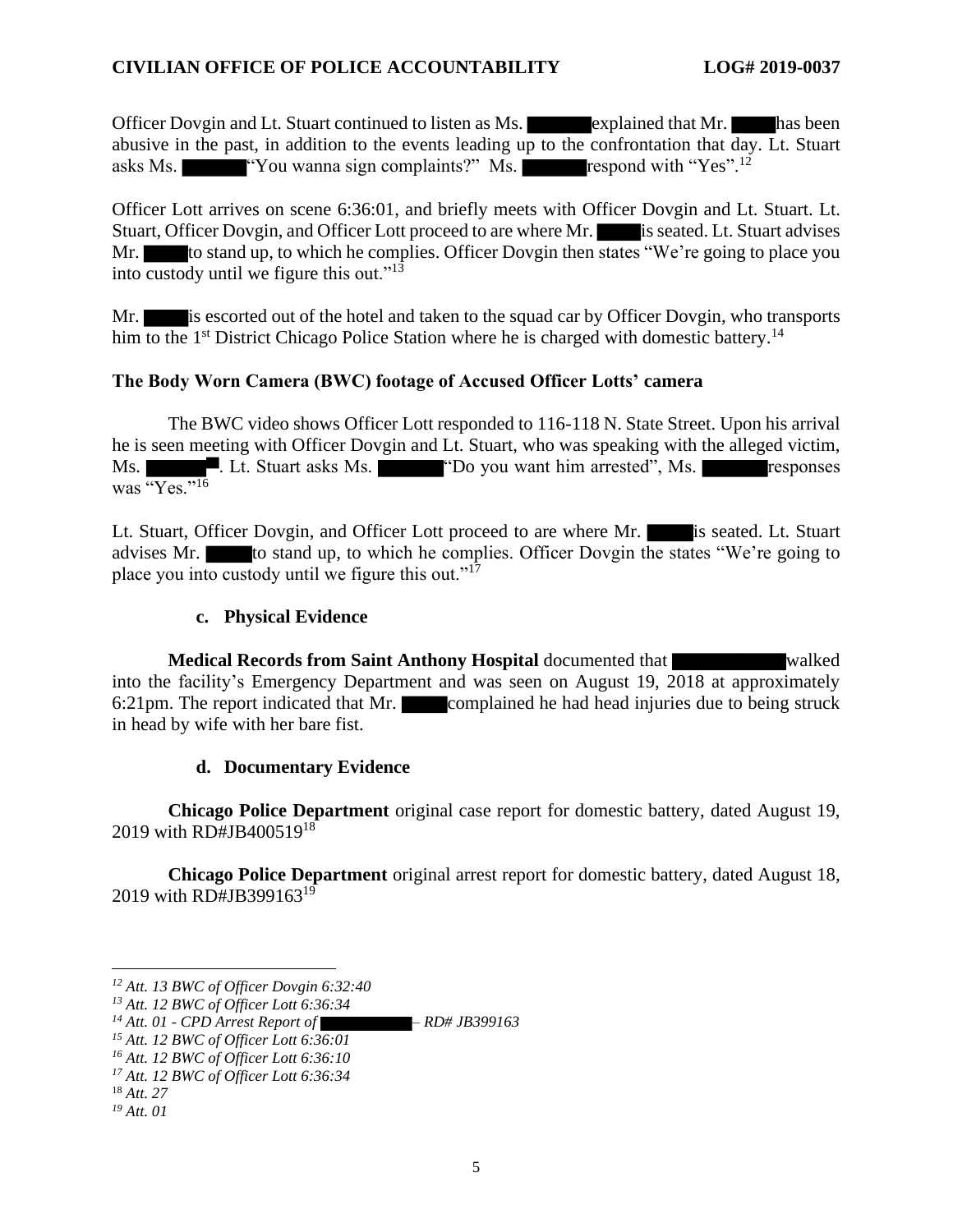Officer Dovgin and Lt. Stuart continued to listen as Ms. ██████ explained that Mr. ████ has been abusive in the past, in addition to the events leading up to the confrontation that day. Lt. Stuart asks Ms. ██████ "You wanna sign complaints?" Ms. ██████ respond with "Yes".[12]

Officer Lott arrives on scene 6:36:01, and briefly meets with Officer Dovgin and Lt. Stuart. Lt. Stuart, Officer Dovgin, and Officer Lott proceed to are where Mr. ████ is seated. Lt. Stuart advises Mr. ████ to stand up, to which he complies. Officer Dovgin then states "We're going to place you into custody until we figure this out."[13]

Mr. ████ is escorted out of the hotel and taken to the squad car by Officer Dovgin, who transports him to the 1st District Chicago Police Station where he is charged with domestic battery.[14]

**The Body Worn Camera (BWC) footage of Accused Officer Lotts' camera**

The BWC video shows Officer Lott responded to 116-118 N. State Street. Upon his arrival he is seen meeting with Officer Dovgin and Lt. Stuart, who was speaking with the alleged victim, Ms. ██████[15]. Lt. Stuart asks Ms. ██████ "Do you want him arrested", Ms. ██████ responses was "Yes."[16]

Lt. Stuart, Officer Dovgin, and Officer Lott proceed to are where Mr. ████ is seated. Lt. Stuart advises Mr. ████ to stand up, to which he complies. Officer Dovgin the states "We're going to place you into custody until we figure this out."[17]

### c. Physical Evidence

**Medical Records from Saint Anthony Hospital** documented that ██████████ walked into the facility's Emergency Department and was seen on August 19, 2018 at approximately 6:21pm. The report indicated that Mr. ████ complained he had head injuries due to being struck in head by wife with her bare fist.

### d. Documentary Evidence

**Chicago Police Department** original case report for domestic battery, dated August 19, 2019 with RD#JB400519[18]

**Chicago Police Department** original arrest report for domestic battery, dated August 18, 2019 with RD#JB399163[19]

---

*[12] Att. 13 BWC of Officer Dovgin 6:32:40*
*[13] Att. 12 BWC of Officer Lott 6:36:34*
*[14] Att. 01 - CPD Arrest Report of ██████████ – RD# JB399163*
*[15] Att. 12 BWC of Officer Lott 6:36:01*
*[16] Att. 12 BWC of Officer Lott 6:36:10*
*[17] Att. 12 BWC of Officer Lott 6:36:34*
[18] *Att. 27*
*[19] Att. 01*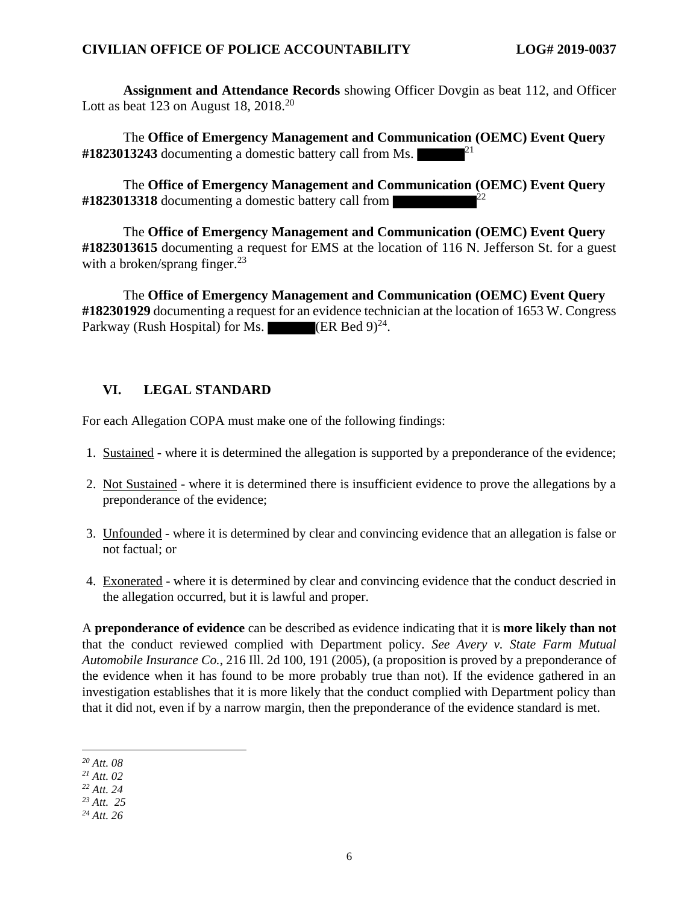**Assignment and Attendance Records** showing Officer Dovgin as beat 112, and Officer Lott as beat 123 on August 18, 2018.[20]

The **Office of Emergency Management and Communication (OEMC) Event Query #1823013243** documenting a domestic battery call from Ms. ██████[21]

The **Office of Emergency Management and Communication (OEMC) Event Query #1823013318** documenting a domestic battery call from ████████████[22]

The **Office of Emergency Management and Communication (OEMC) Event Query #1823013615** documenting a request for EMS at the location of 116 N. Jefferson St. for a guest with a broken/sprang finger.[23]

The **Office of Emergency Management and Communication (OEMC) Event Query #182301929** documenting a request for an evidence technician at the location of 1653 W. Congress Parkway (Rush Hospital) for Ms. ██████ (ER Bed 9)[24].

## VI. LEGAL STANDARD

For each Allegation COPA must make one of the following findings:

1. Sustained - where it is determined the allegation is supported by a preponderance of the evidence;
2. Not Sustained - where it is determined there is insufficient evidence to prove the allegations by a preponderance of the evidence;
3. Unfounded - where it is determined by clear and convincing evidence that an allegation is false or not factual; or
4. Exonerated - where it is determined by clear and convincing evidence that the conduct descried in the allegation occurred, but it is lawful and proper.

A **preponderance of evidence** can be described as evidence indicating that it is **more likely than not** that the conduct reviewed complied with Department policy. *See Avery v. State Farm Mutual Automobile Insurance Co.*, 216 Ill. 2d 100, 191 (2005), (a proposition is proved by a preponderance of the evidence when it has found to be more probably true than not). If the evidence gathered in an investigation establishes that it is more likely that the conduct complied with Department policy than that it did not, even if by a narrow margin, then the preponderance of the evidence standard is met.

---

[20] *Att. 08*
[21] *Att. 02*
[22] *Att. 24*
[23] *Att. 25*
[24] *Att. 26*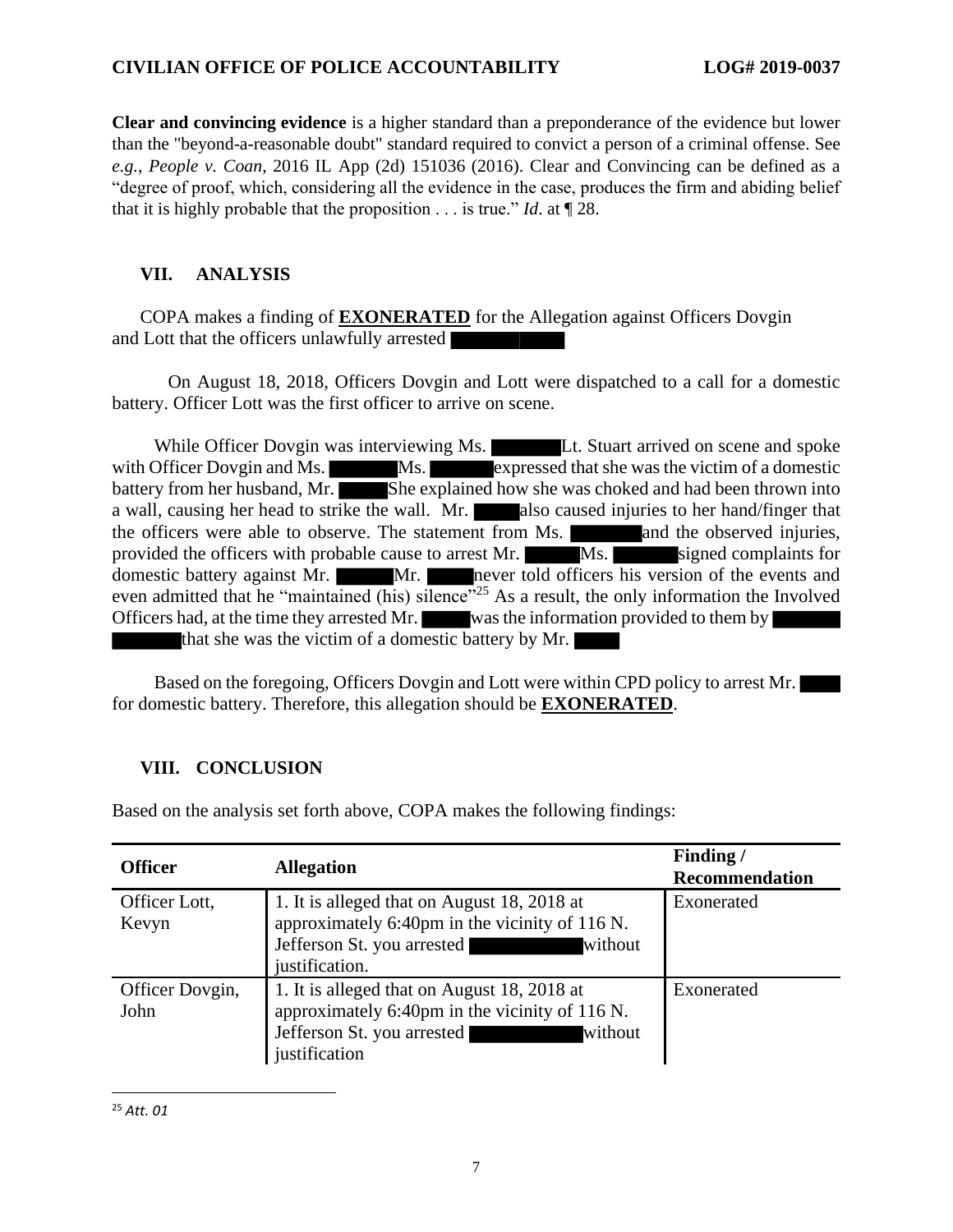**Clear and convincing evidence** is a higher standard than a preponderance of the evidence but lower than the "beyond-a-reasonable doubt" standard required to convict a person of a criminal offense. See *e.g.*, *People v. Coan*, 2016 IL App (2d) 151036 (2016). Clear and Convincing can be defined as a "degree of proof, which, considering all the evidence in the case, produces the firm and abiding belief that it is highly probable that the proposition . . . is true." *Id*. at ¶ 28.

## VII. ANALYSIS

COPA makes a finding of **EXONERATED** for the Allegation against Officers Dovgin and Lott that the officers unlawfully arrested ██████

On August 18, 2018, Officers Dovgin and Lott were dispatched to a call for a domestic battery. Officer Lott was the first officer to arrive on scene.

While Officer Dovgin was interviewing Ms. ██████ Lt. Stuart arrived on scene and spoke with Officer Dovgin and Ms. ██████ Ms. ██████ expressed that she was the victim of a domestic battery from her husband, Mr. ████ She explained how she was choked and had been thrown into a wall, causing her head to strike the wall. Mr. ████ also caused injuries to her hand/finger that the officers were able to observe. The statement from Ms. ██████ and the observed injuries, provided the officers with probable cause to arrest Mr. ████ Ms. ██████ signed complaints for domestic battery against Mr. ████ Mr. ████ never told officers his version of the events and even admitted that he "maintained (his) silence"[25] As a result, the only information the Involved Officers had, at the time they arrested Mr. ████ was the information provided to them by ██████ ██████ that she was the victim of a domestic battery by Mr. ████

Based on the foregoing, Officers Dovgin and Lott were within CPD policy to arrest Mr. ████ for domestic battery. Therefore, this allegation should be **EXONERATED**.

## VIII. CONCLUSION

Based on the analysis set forth above, COPA makes the following findings:

| Officer | Allegation | Finding / Recommendation |
|---|---|---|
| Officer Lott, Kevyn | 1. It is alleged that on August 18, 2018 at approximately 6:40pm in the vicinity of 116 N. Jefferson St. you arrested ██████ without justification. | Exonerated |
| Officer Dovgin, John | 1. It is alleged that on August 18, 2018 at approximately 6:40pm in the vicinity of 116 N. Jefferson St. you arrested ██████ without justification | Exonerated |

[25] *Att. 01*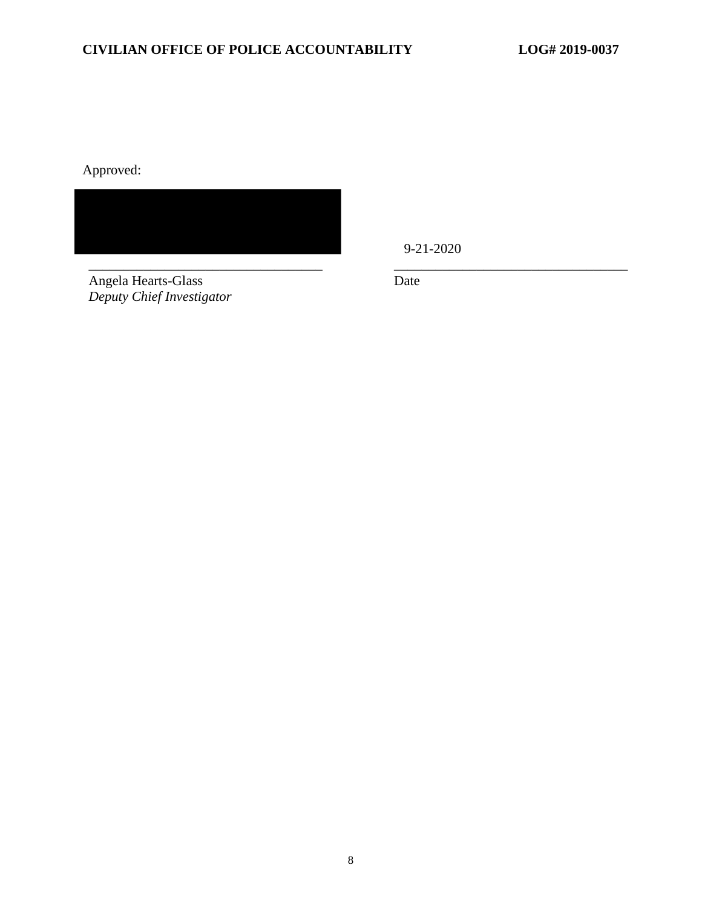Approved:

| | |
|---|---|
| | 9-21-2020 |
| Angela Hearts-Glass<br>*Deputy Chief Investigator* | Date |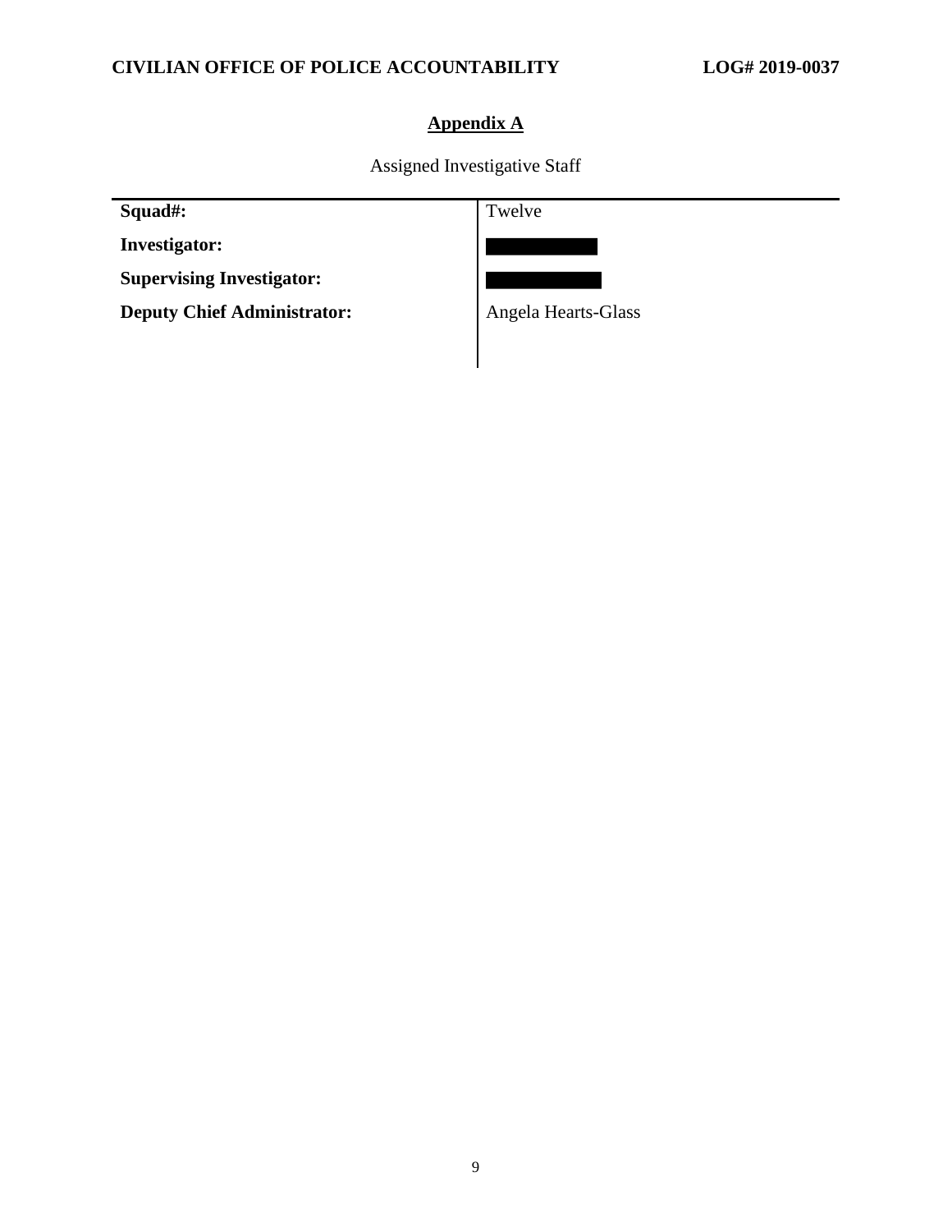## Appendix A

Assigned Investigative Staff

| | |
|---|---|
| **Squad#:** | Twelve |
| **Investigator:** | ███████ |
| **Supervising Investigator:** | ███████ |
| **Deputy Chief Administrator:** | Angela Hearts-Glass |